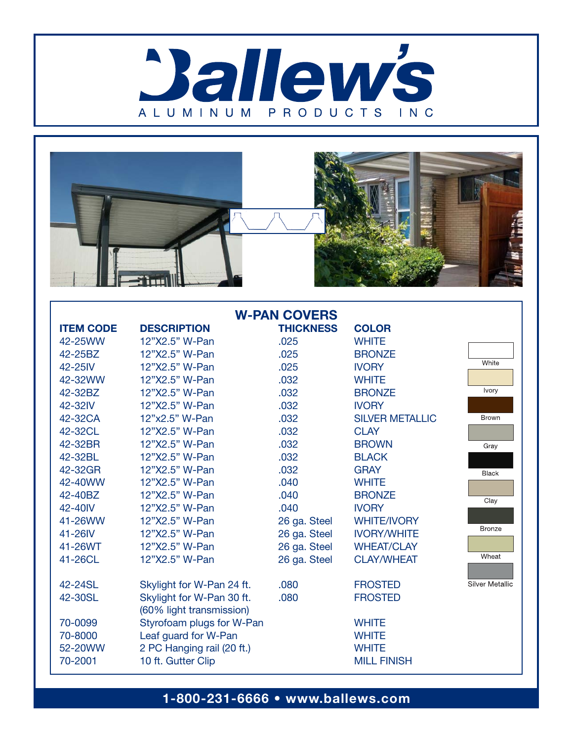# Ballew's

ALUMINUM PRODUCTS INC

## W-PAN COVERS

| ITEM CODE | DESCRIPTION | THICKNESS | COLOR |
|---|---|---|---|
| 42-25WW | 12"X2.5" W-Pan | .025 | WHITE |
| 42-25BZ | 12"X2.5" W-Pan | .025 | BRONZE |
| 42-25IV | 12"X2.5" W-Pan | .025 | IVORY |
| 42-32WW | 12"X2.5" W-Pan | .032 | WHITE |
| 42-32BZ | 12"X2.5" W-Pan | .032 | BRONZE |
| 42-32IV | 12"X2.5" W-Pan | .032 | IVORY |
| 42-32CA | 12"x2.5" W-Pan | .032 | SILVER METALLIC |
| 42-32CL | 12"X2.5" W-Pan | .032 | CLAY |
| 42-32BR | 12"X2.5" W-Pan | .032 | BROWN |
| 42-32BL | 12"X2.5" W-Pan | .032 | BLACK |
| 42-32GR | 12"X2.5" W-Pan | .032 | GRAY |
| 42-40WW | 12"X2.5" W-Pan | .040 | WHITE |
| 42-40BZ | 12"X2.5" W-Pan | .040 | BRONZE |
| 42-40IV | 12"X2.5" W-Pan | .040 | IVORY |
| 41-26WW | 12"X2.5" W-Pan | 26 ga. Steel | WHITE/IVORY |
| 41-26IV | 12"X2.5" W-Pan | 26 ga. Steel | IVORY/WHITE |
| 41-26WT | 12"X2.5" W-Pan | 26 ga. Steel | WHEAT/CLAY |
| 41-26CL | 12"X2.5" W-Pan | 26 ga. Steel | CLAY/WHEAT |
| 42-24SL | Skylight for W-Pan 24 ft. | .080 | FROSTED |
| 42-30SL | Skylight for W-Pan 30 ft. (60% light transmission) | .080 | FROSTED |
| 70-0099 | Styrofoam plugs for W-Pan | | WHITE |
| 70-8000 | Leaf guard for W-Pan | | WHITE |
| 52-20WW | 2 PC Hanging rail (20 ft.) | | WHITE |
| 70-2001 | 10 ft. Gutter Clip | | MILL FINISH |

Color swatches: White, Ivory, Brown, Gray, Black, Clay, Bronze, Wheat, Silver Metallic

**1-800-231-6666 • www.ballews.com**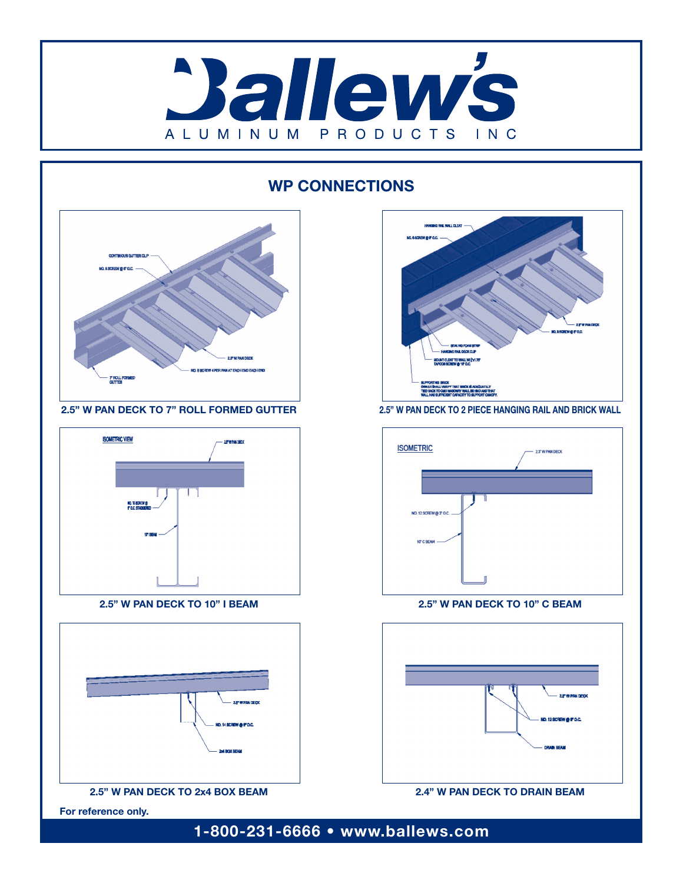# Ballew's

ALUMINUM PRODUCTS INC

## WP CONNECTIONS

CONTINUOUS GUTTER CLIP

NO. 8 SCREW @ 6" O.C.

2.5" W PAN DECK

NO. 8 SCREW 4 PER PAN AT EACH END EACH END

7" ROLL FORMED GUTTER

**2.5" W PAN DECK TO 7" ROLL FORMED GUTTER**

HANGING RAIL WALL CLEAT

NO. 8 SCREW @ 6" O.C.

2.5" W PAN DECK

NO. 8 SCREW @ 6" O.C.

SEALING FOAM STRIP

HANGING RAIL DECK CLIP

MOUNT CLEAT TO WALL W/ 1/4"x1.75" TAPCON SCREW @ 16" O.C.

SUPPORTING BRICK
OWNER SHALL VERIFY THAT BRICK IS ADEQUATELY TIED BACK TO CMU MASONRY WALL BEHIND AND THAT WALL HAS SUFFICIENT CAPACITY TO SUPPORT CANOPY.

**2.5" W PAN DECK TO 2 PIECE HANGING RAIL AND BRICK WALL**

ISOMETRIC VIEW

2.5" W PAN DECK

NO. 12 SCREW @ 6" O.C. STAGGERED

10" I BEAM

**2.5" W PAN DECK TO 10" I BEAM**

ISOMETRIC

2.5" W PAN DECK

NO. 12 SCREW @ 3" O.C.

10" C BEAM

**2.5" W PAN DECK TO 10" C BEAM**

2.5" W PAN DECK

NO. 14 SCREW @ 6" O.C.

2x4 BOX BEAM

**2.5" W PAN DECK TO 2x4 BOX BEAM**

2.5" W PAN DECK

NO. 12 SCREW @ 6" O.C.

DRAIN BEAM

**2.4" W PAN DECK TO DRAIN BEAM**

**For reference only.**

**1-800-231-6666 • www.ballews.com**